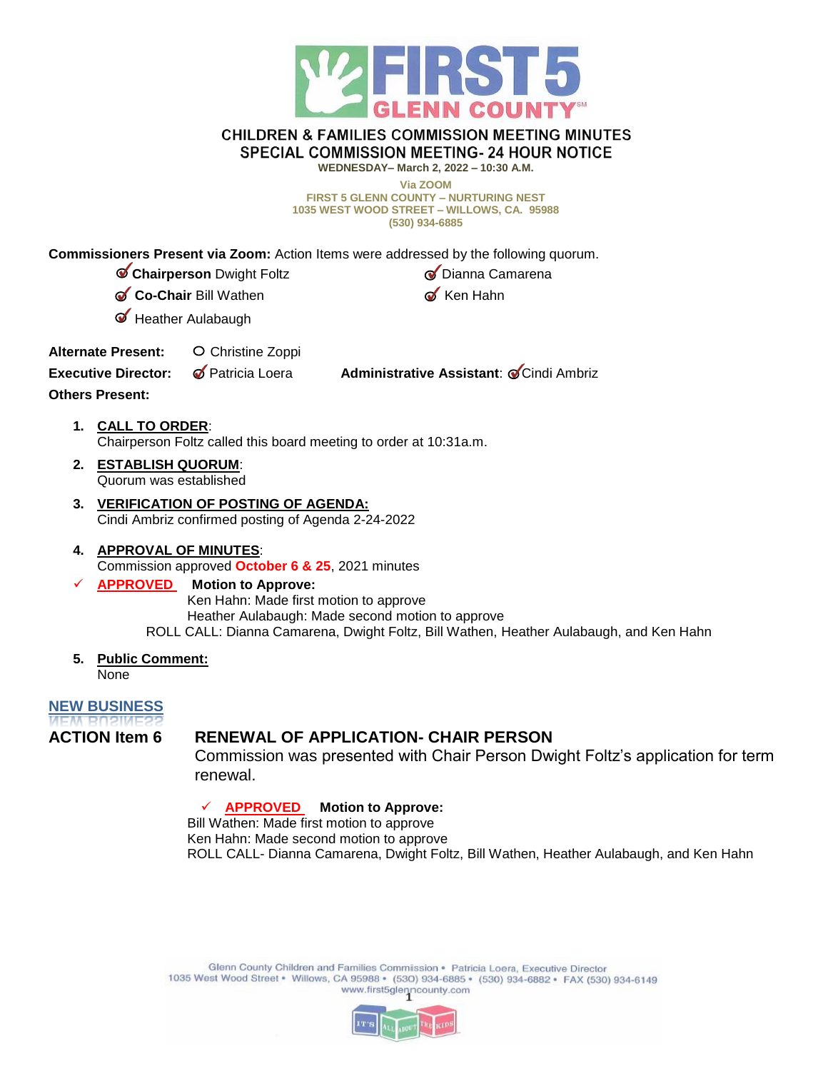FIRST 5 GLENN COUNTY

# CHILDREN & FAMILIES COMMISSION MEETING MINUTES

## SPECIAL COMMISSION MEETING- 24 HOUR NOTICE

**WEDNESDAY– March 2, 2022 – 10:30 A.M.**

**Via ZOOM**
**FIRST 5 GLENN COUNTY – NURTURING NEST**
**1035 WEST WOOD STREET – WILLOWS, CA. 95988**
**(530) 934-6885**

**Commissioners Present via Zoom:** Action Items were addressed by the following quorum.

- ✓ **Chairperson** Dwight Foltz
- ✓ **Co-Chair** Bill Wathen
- ✓ Heather Aulabaugh
- ✓ Dianna Camarena
- ✓ Ken Hahn

**Alternate Present:** ○ Christine Zoppi

**Executive Director:** ✓ Patricia Loera **Administrative Assistant**: ✓ Cindi Ambriz

**Others Present:**

1. **CALL TO ORDER**:
   Chairperson Foltz called this board meeting to order at 10:31a.m.
2. **ESTABLISH QUORUM**:
   Quorum was established
3. **VERIFICATION OF POSTING OF AGENDA:**
   Cindi Ambriz confirmed posting of Agenda 2-24-2022
4. **APPROVAL OF MINUTES**:
   Commission approved **October 6 & 25**, 2021 minutes

   ✓ **APPROVED** **Motion to Approve:**
   Ken Hahn: Made first motion to approve
   Heather Aulabaugh: Made second motion to approve
   ROLL CALL: Dianna Camarena, Dwight Foltz, Bill Wathen, Heather Aulabaugh, and Ken Hahn
5. **Public Comment:**
   None

## NEW BUSINESS

**ACTION Item 6** **RENEWAL OF APPLICATION- CHAIR PERSON**

Commission was presented with Chair Person Dwight Foltz's application for term renewal.

✓ **APPROVED** **Motion to Approve:**
Bill Wathen: Made first motion to approve
Ken Hahn: Made second motion to approve
ROLL CALL- Dianna Camarena, Dwight Foltz, Bill Wathen, Heather Aulabaugh, and Ken Hahn

Glenn County Children and Families Commission • Patricia Loera, Executive Director
1035 West Wood Street • Willows, CA 95988 • (530) 934-6885 • (530) 934-6882 • FAX (530) 934-6149
www.first5glenncounty.com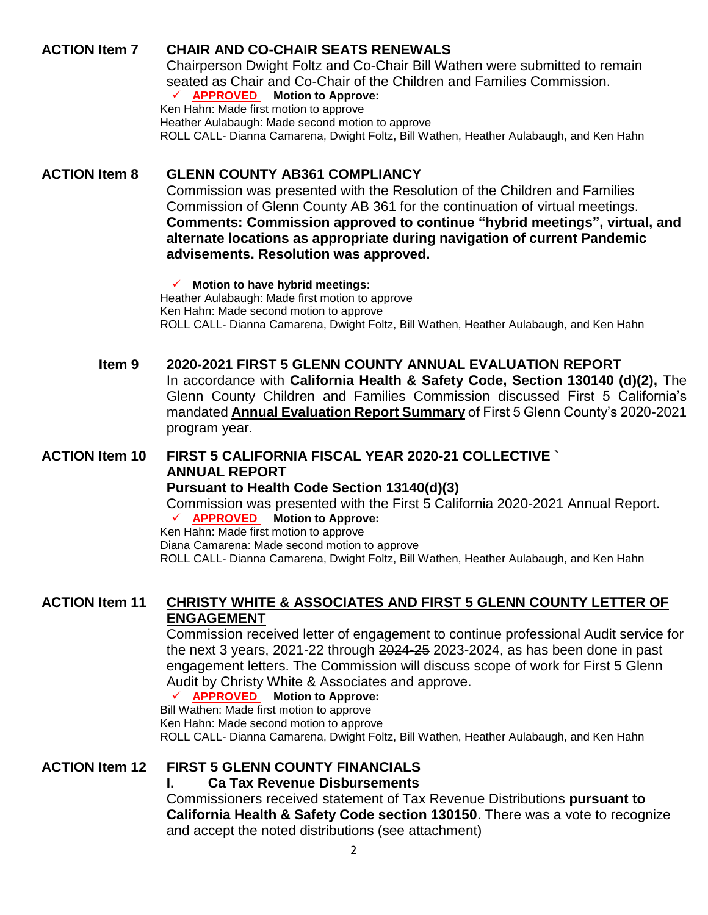**ACTION Item 7 CHAIR AND CO-CHAIR SEATS RENEWALS**

Chairperson Dwight Foltz and Co-Chair Bill Wathen were submitted to remain seated as Chair and Co-Chair of the Children and Families Commission.

✓ **APPROVED** **Motion to Approve:**

Ken Hahn: Made first motion to approve
Heather Aulabaugh: Made second motion to approve
ROLL CALL- Dianna Camarena, Dwight Foltz, Bill Wathen, Heather Aulabaugh, and Ken Hahn

**ACTION Item 8 GLENN COUNTY AB361 COMPLIANCY**

Commission was presented with the Resolution of the Children and Families Commission of Glenn County AB 361 for the continuation of virtual meetings. **Comments: Commission approved to continue "hybrid meetings", virtual, and alternate locations as appropriate during navigation of current Pandemic advisements. Resolution was approved.**

✓ **Motion to have hybrid meetings:**

Heather Aulabaugh: Made first motion to approve
Ken Hahn: Made second motion to approve
ROLL CALL- Dianna Camarena, Dwight Foltz, Bill Wathen, Heather Aulabaugh, and Ken Hahn

**Item 9 2020-2021 FIRST 5 GLENN COUNTY ANNUAL EVALUATION REPORT**

In accordance with **California Health & Safety Code, Section 130140 (d)(2),** The Glenn County Children and Families Commission discussed First 5 California's mandated **Annual Evaluation Report Summary** of First 5 Glenn County's 2020-2021 program year.

**ACTION Item 10 FIRST 5 CALIFORNIA FISCAL YEAR 2020-21 COLLECTIVE ` ANNUAL REPORT**
**Pursuant to Health Code Section 13140(d)(3)**

Commission was presented with the First 5 California 2020-2021 Annual Report.

✓ **APPROVED** **Motion to Approve:**

Ken Hahn: Made first motion to approve
Diana Camarena: Made second motion to approve
ROLL CALL- Dianna Camarena, Dwight Foltz, Bill Wathen, Heather Aulabaugh, and Ken Hahn

**ACTION Item 11 CHRISTY WHITE & ASSOCIATES AND FIRST 5 GLENN COUNTY LETTER OF ENGAGEMENT**

Commission received letter of engagement to continue professional Audit service for the next 3 years, 2021-22 through ~~2024-25~~ 2023-2024, as has been done in past engagement letters. The Commission will discuss scope of work for First 5 Glenn Audit by Christy White & Associates and approve.

✓ **APPROVED** **Motion to Approve:**

Bill Wathen: Made first motion to approve
Ken Hahn: Made second motion to approve
ROLL CALL- Dianna Camarena, Dwight Foltz, Bill Wathen, Heather Aulabaugh, and Ken Hahn

**ACTION Item 12 FIRST 5 GLENN COUNTY FINANCIALS**

**I. Ca Tax Revenue Disbursements**

Commissioners received statement of Tax Revenue Distributions **pursuant to California Health & Safety Code section 130150**. There was a vote to recognize and accept the noted distributions (see attachment)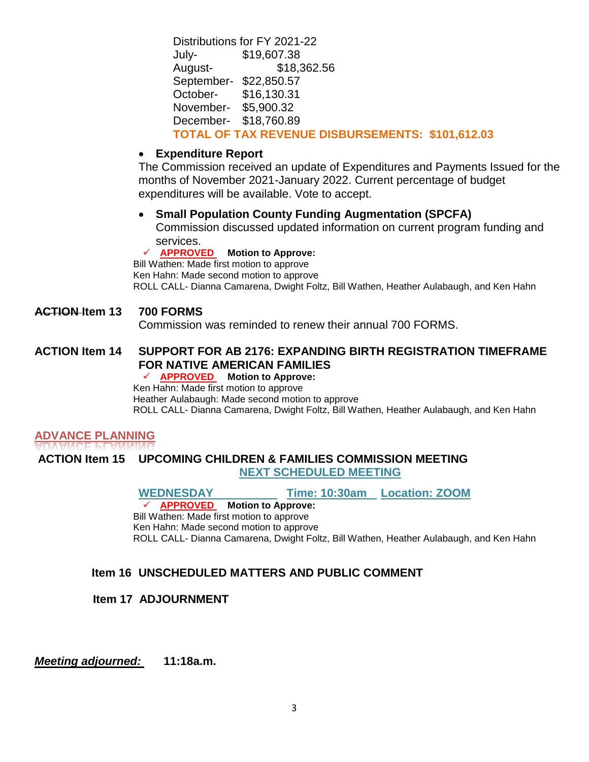Distributions for FY 2021-22
July- $19,607.38
August- $18,362.56
September- $22,850.57
October- $16,130.31
November- $5,900.32
December- $18,760.89
**TOTAL OF TAX REVENUE DISBURSEMENTS: $101,612.03**

- **Expenditure Report**
  The Commission received an update of Expenditures and Payments Issued for the months of November 2021-January 2022. Current percentage of budget expenditures will be available. Vote to accept.

- **Small Population County Funding Augmentation (SPCFA)**
  Commission discussed updated information on current program funding and services.

✓ **APPROVED** **Motion to Approve:**
Bill Wathen: Made first motion to approve
Ken Hahn: Made second motion to approve
ROLL CALL- Dianna Camarena, Dwight Foltz, Bill Wathen, Heather Aulabaugh, and Ken Hahn

**~~ACTION~~ Item 13 700 FORMS**
Commission was reminded to renew their annual 700 FORMS.

**ACTION Item 14 SUPPORT FOR AB 2176: EXPANDING BIRTH REGISTRATION TIMEFRAME FOR NATIVE AMERICAN FAMILIES**

✓ **APPROVED** **Motion to Approve:**
Ken Hahn: Made first motion to approve
Heather Aulabaugh: Made second motion to approve
ROLL CALL- Dianna Camarena, Dwight Foltz, Bill Wathen, Heather Aulabaugh, and Ken Hahn

## ADVANCE PLANNING

**ACTION Item 15 UPCOMING CHILDREN & FAMILIES COMMISSION MEETING**
**NEXT SCHEDULED MEETING**

**WEDNESDAY** **Time: 10:30am** **Location: ZOOM**

✓ **APPROVED** **Motion to Approve:**
Bill Wathen: Made first motion to approve
Ken Hahn: Made second motion to approve
ROLL CALL- Dianna Camarena, Dwight Foltz, Bill Wathen, Heather Aulabaugh, and Ken Hahn

**Item 16 UNSCHEDULED MATTERS AND PUBLIC COMMENT**

**Item 17 ADJOURNMENT**

***Meeting adjourned:*** **11:18a.m.**